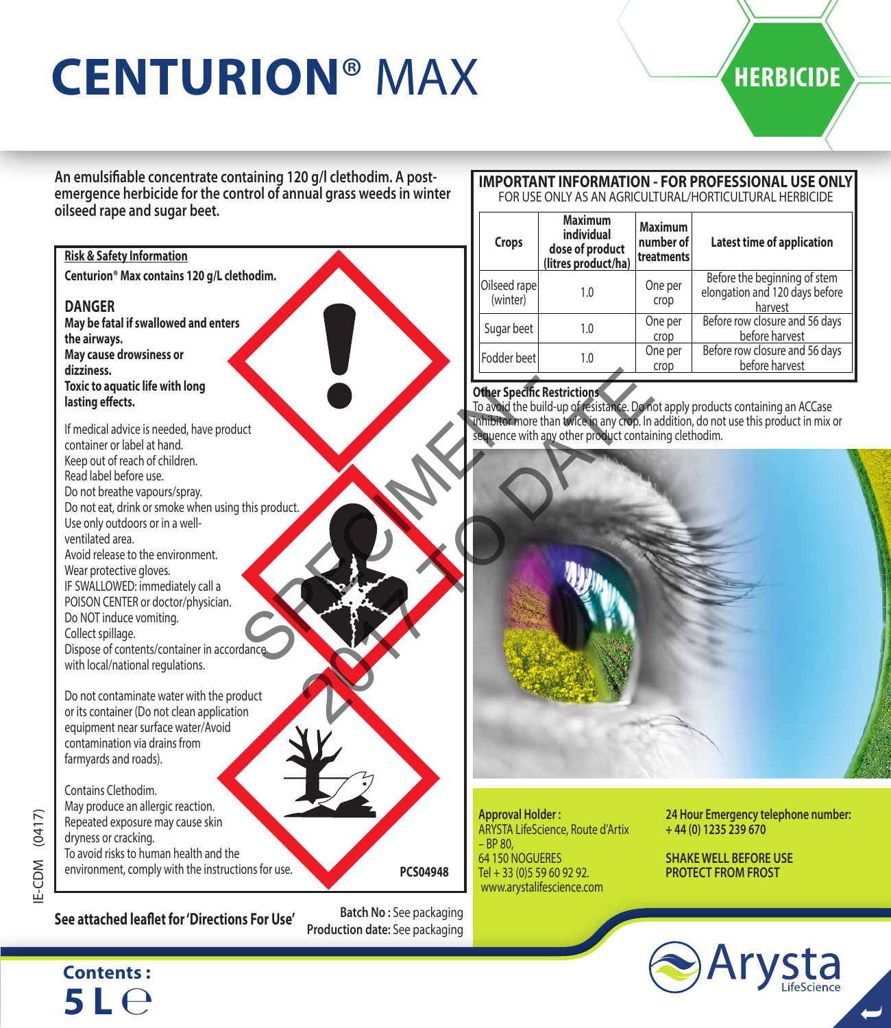# CENTURION® MAX

**HERBICIDE**

**An emulsifiable concentrate containing 120 g/l clethodim. A post-emergence herbicide for the control of annual grass weeds in winter oilseed rape and sugar beet.**

**Risk & Safety Information**

**Centurion® Max contains 120 g/L clethodim.**

**DANGER**

**May be fatal if swallowed and enters the airways.**
**May cause drowsiness or dizziness.**
**Toxic to aquatic life with long lasting effects.**

If medical advice is needed, have product container or label at hand.
Keep out of reach of children.
Read label before use.
Do not breathe vapours/spray.
Do not eat, drink or smoke when using this product.
Use only outdoors or in a well-ventilated area.
Avoid release to the environment.
Wear protective gloves.
IF SWALLOWED: immediately call a POISON CENTER or doctor/physician.
Do NOT induce vomiting.
Collect spillage.
Dispose of contents/container in accordance with local/national regulations.

Do not contaminate water with the product or its container (Do not clean application equipment near surface water/Avoid contamination via drains from farmyards and roads).

Contains Clethodim.
May produce an allergic reaction.
Repeated exposure may cause skin dryness or cracking.
To avoid risks to human health and the environment, comply with the instructions for use.

**PCS04948**

IE-CDM (0417)

**See attached leaflet for 'Directions For Use'**

**Batch No :** See packaging
**Production date:** See packaging

## IMPORTANT INFORMATION - FOR PROFESSIONAL USE ONLY

FOR USE ONLY AS AN AGRICULTURAL/HORTICULTURAL HERBICIDE

| Crops | Maximum individual dose of product (litres product/ha) | Maximum number of treatments | Latest time of application |
|---|---|---|---|
| Oilseed rape (winter) | 1.0 | One per crop | Before the beginning of stem elongation and 120 days before harvest |
| Sugar beet | 1.0 | One per crop | Before row closure and 56 days before harvest |
| Fodder beet | 1.0 | One per crop | Before row closure and 56 days before harvest |

**Other Specific Restrictions**

To avoid the build-up of resistance. Do not apply products containing an ACCase inhibitor more than twice in any crop. In addition, do not use this product in mix or sequence with any other product containing clethodim.

SPECIMEN 2017 TO DATE

**Approval Holder :**
ARYSTA LifeScience, Route d'Artix – BP 80,
64 150 NOGUERES
Tel + 33 (0)5 59 60 92 92.
www.arystalifescience.com

**24 Hour Emergency telephone number:**
**+ 44 (0) 1235 239 670**

**SHAKE WELL BEFORE USE**
**PROTECT FROM FROST**

**Contents :**
**5 L ℮**

Arysta LifeScience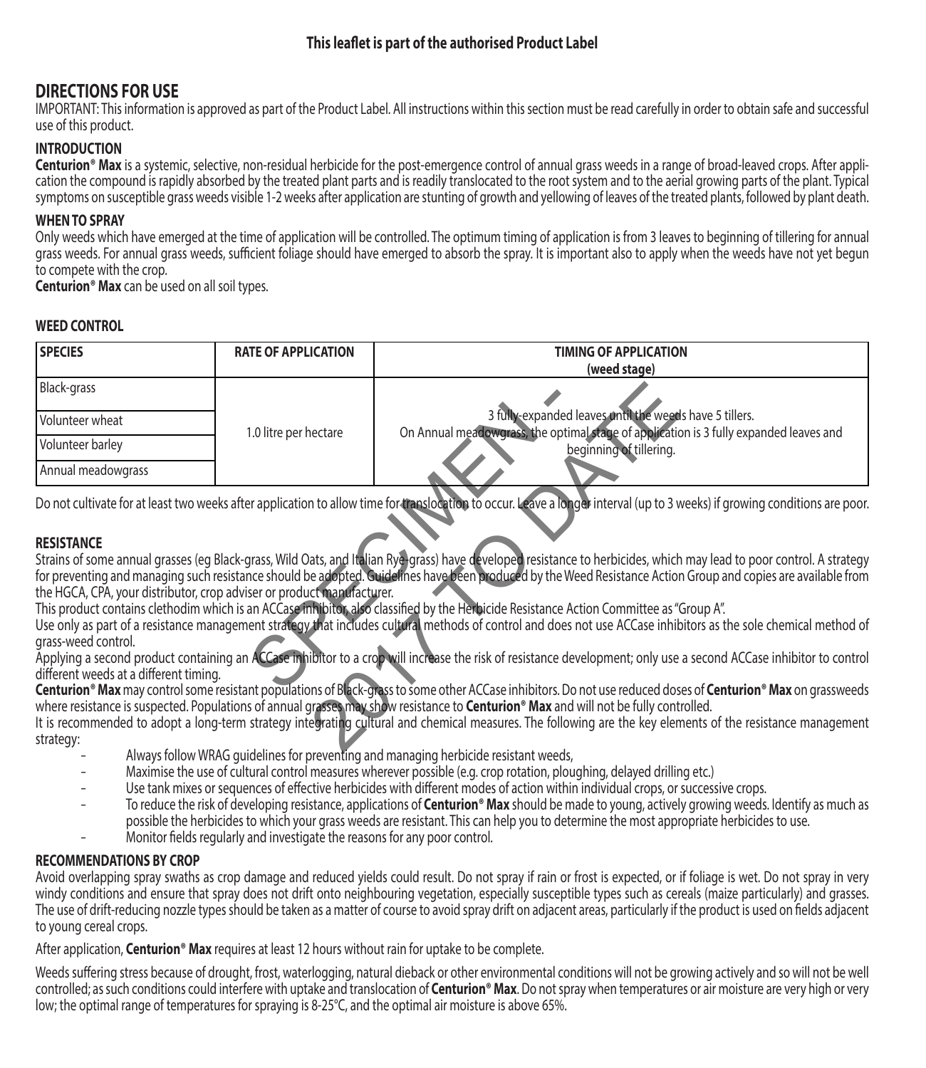**This leaflet is part of the authorised Product Label**

## DIRECTIONS FOR USE

IMPORTANT: This information is approved as part of the Product Label. All instructions within this section must be read carefully in order to obtain safe and successful use of this product.

### INTRODUCTION

**Centurion® Max** is a systemic, selective, non-residual herbicide for the post-emergence control of annual grass weeds in a range of broad-leaved crops. After application the compound is rapidly absorbed by the treated plant parts and is readily translocated to the root system and to the aerial growing parts of the plant. Typical symptoms on susceptible grass weeds visible 1-2 weeks after application are stunting of growth and yellowing of leaves of the treated plants, followed by plant death.

### WHEN TO SPRAY

Only weeds which have emerged at the time of application will be controlled. The optimum timing of application is from 3 leaves to beginning of tillering for annual grass weeds. For annual grass weeds, sufficient foliage should have emerged to absorb the spray. It is important also to apply when the weeds have not yet begun to compete with the crop.

**Centurion® Max** can be used on all soil types.

### WEED CONTROL

| SPECIES | RATE OF APPLICATION | TIMING OF APPLICATION (weed stage) |
|---|---|---|
| Black-grass | 1.0 litre per hectare | 3 fully-expanded leaves until the weeds have 5 tillers. On Annual meadowgrass, the optimal stage of application is 3 fully expanded leaves and beginning of tillering. |
| Volunteer wheat | | |
| Volunteer barley | | |
| Annual meadowgrass | | |

Do not cultivate for at least two weeks after application to allow time for translocation to occur. Leave a longer interval (up to 3 weeks) if growing conditions are poor.

### RESISTANCE

Strains of some annual grasses (eg Black-grass, Wild Oats, and Italian Rye-grass) have developed resistance to herbicides, which may lead to poor control. A strategy for preventing and managing such resistance should be adopted. Guidelines have been produced by the Weed Resistance Action Group and copies are available from the HGCA, CPA, your distributor, crop adviser or product manufacturer.

This product contains clethodim which is an ACCase inhibitor, also classified by the Herbicide Resistance Action Committee as "Group A".

Use only as part of a resistance management strategy that includes cultural methods of control and does not use ACCase inhibitors as the sole chemical method of grass-weed control.

Applying a second product containing an ACCase inhibitor to a crop will increase the risk of resistance development; only use a second ACCase inhibitor to control different weeds at a different timing.

**Centurion® Max** may control some resistant populations of Black-grass to some other ACCase inhibitors. Do not use reduced doses of **Centurion® Max** on grassweeds where resistance is suspected. Populations of annual grasses may show resistance to **Centurion® Max** and will not be fully controlled.

It is recommended to adopt a long-term strategy integrating cultural and chemical measures. The following are the key elements of the resistance management strategy:

- Always follow WRAG guidelines for preventing and managing herbicide resistant weeds,
- Maximise the use of cultural control measures wherever possible (e.g. crop rotation, ploughing, delayed drilling etc.)
- Use tank mixes or sequences of effective herbicides with different modes of action within individual crops, or successive crops.
- To reduce the risk of developing resistance, applications of **Centurion® Max** should be made to young, actively growing weeds. Identify as much as possible the herbicides to which your grass weeds are resistant. This can help you to determine the most appropriate herbicides to use.
- Monitor fields regularly and investigate the reasons for any poor control.

### RECOMMENDATIONS BY CROP

Avoid overlapping spray swaths as crop damage and reduced yields could result. Do not spray if rain or frost is expected, or if foliage is wet. Do not spray in very windy conditions and ensure that spray does not drift onto neighbouring vegetation, especially susceptible types such as cereals (maize particularly) and grasses. The use of drift-reducing nozzle types should be taken as a matter of course to avoid spray drift on adjacent areas, particularly if the product is used on fields adjacent to young cereal crops.

After application, **Centurion® Max** requires at least 12 hours without rain for uptake to be complete.

Weeds suffering stress because of drought, frost, waterlogging, natural dieback or other environmental conditions will not be growing actively and so will not be well controlled; as such conditions could interfere with uptake and translocation of **Centurion® Max**. Do not spray when temperatures or air moisture are very high or very low; the optimal range of temperatures for spraying is 8-25°C, and the optimal air moisture is above 65%.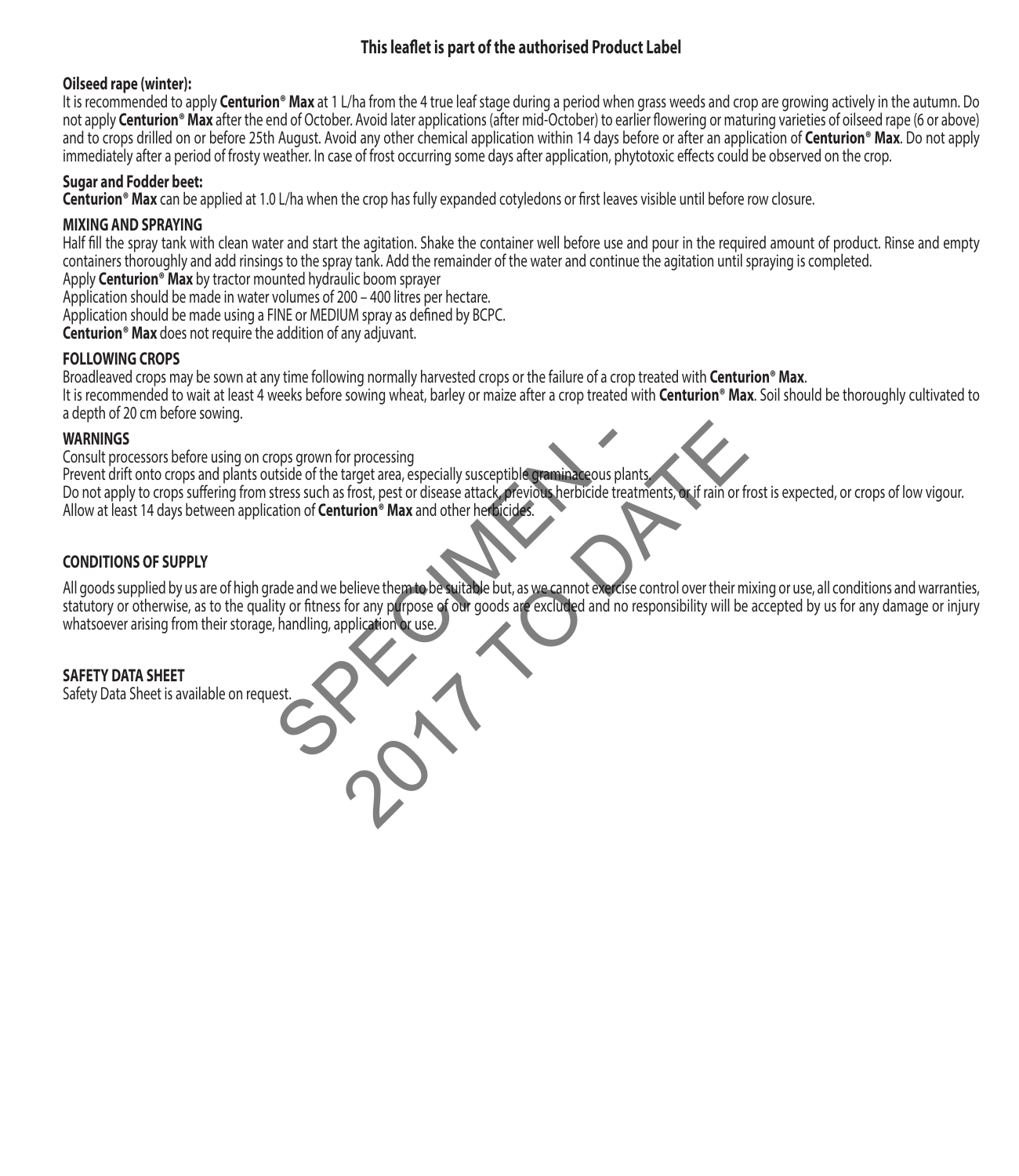**This leaflet is part of the authorised Product Label**

**Oilseed rape (winter):**
It is recommended to apply **Centurion® Max** at 1 L/ha from the 4 true leaf stage during a period when grass weeds and crop are growing actively in the autumn. Do not apply **Centurion® Max** after the end of October. Avoid later applications (after mid-October) to earlier flowering or maturing varieties of oilseed rape (6 or above) and to crops drilled on or before 25th August. Avoid any other chemical application within 14 days before or after an application of **Centurion® Max**. Do not apply immediately after a period of frosty weather. In case of frost occurring some days after application, phytotoxic effects could be observed on the crop.

**Sugar and Fodder beet:**
**Centurion® Max** can be applied at 1.0 L/ha when the crop has fully expanded cotyledons or first leaves visible until before row closure.

**MIXING AND SPRAYING**
Half fill the spray tank with clean water and start the agitation. Shake the container well before use and pour in the required amount of product. Rinse and empty containers thoroughly and add rinsings to the spray tank. Add the remainder of the water and continue the agitation until spraying is completed.
Apply **Centurion® Max** by tractor mounted hydraulic boom sprayer
Application should be made in water volumes of 200 – 400 litres per hectare.
Application should be made using a FINE or MEDIUM spray as defined by BCPC.
**Centurion® Max** does not require the addition of any adjuvant.

**FOLLOWING CROPS**
Broadleaved crops may be sown at any time following normally harvested crops or the failure of a crop treated with **Centurion® Max**.
It is recommended to wait at least 4 weeks before sowing wheat, barley or maize after a crop treated with **Centurion® Max**. Soil should be thoroughly cultivated to a depth of 20 cm before sowing.

**WARNINGS**
Consult processors before using on crops grown for processing
Prevent drift onto crops and plants outside of the target area, especially susceptible graminaceous plants.
Do not apply to crops suffering from stress such as frost, pest or disease attack, previous herbicide treatments, or if rain or frost is expected, or crops of low vigour.
Allow at least 14 days between application of **Centurion® Max** and other herbicides.

**CONDITIONS OF SUPPLY**

All goods supplied by us are of high grade and we believe them to be suitable but, as we cannot exercise control over their mixing or use, all conditions and warranties, statutory or otherwise, as to the quality or fitness for any purpose of our goods are excluded and no responsibility will be accepted by us for any damage or injury whatsoever arising from their storage, handling, application or use.

**SAFETY DATA SHEET**
Safety Data Sheet is available on request.

SPECIMEN - 2017 TO DATE